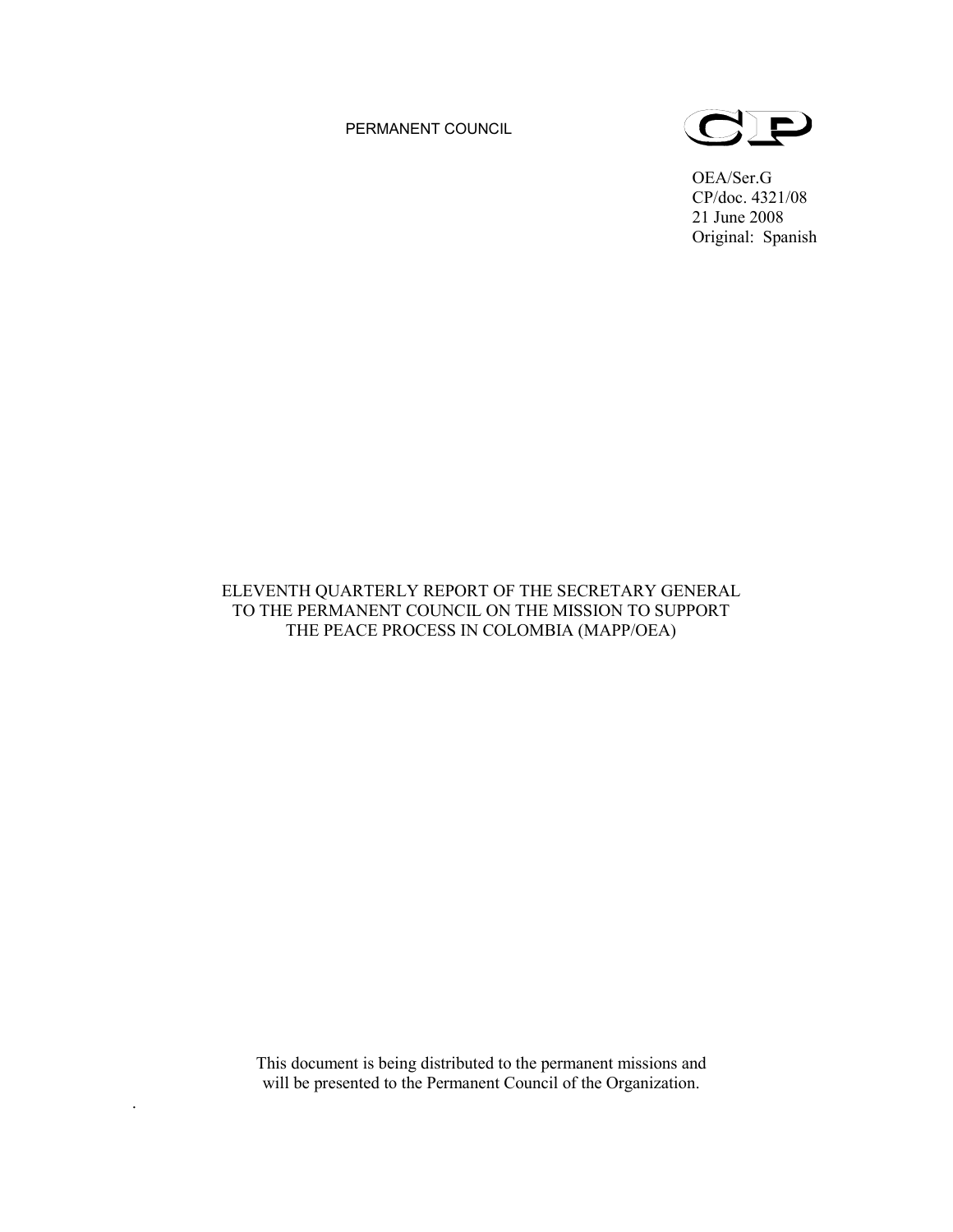PERMANENT COUNCIL

CP

OEA/Ser.G
CP/doc. 4321/08
21 June 2008
Original: Spanish

# ELEVENTH QUARTERLY REPORT OF THE SECRETARY GENERAL TO THE PERMANENT COUNCIL ON THE MISSION TO SUPPORT THE PEACE PROCESS IN COLOMBIA (MAPP/OEA)

This document is being distributed to the permanent missions and will be presented to the Permanent Council of the Organization.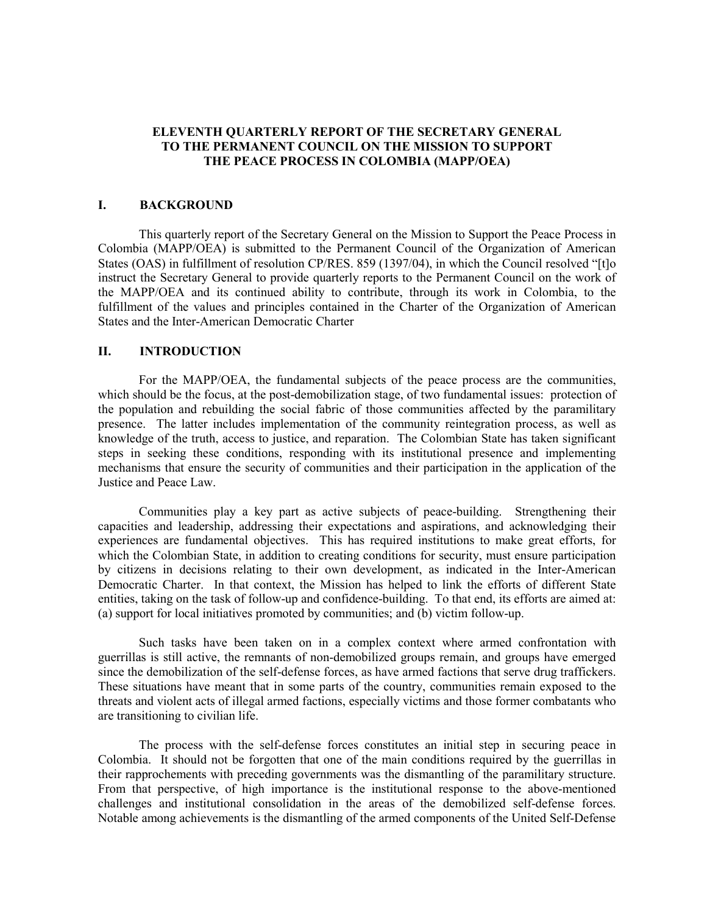**ELEVENTH QUARTERLY REPORT OF THE SECRETARY GENERAL TO THE PERMANENT COUNCIL ON THE MISSION TO SUPPORT THE PEACE PROCESS IN COLOMBIA (MAPP/OEA)**

## I. BACKGROUND

This quarterly report of the Secretary General on the Mission to Support the Peace Process in Colombia (MAPP/OEA) is submitted to the Permanent Council of the Organization of American States (OAS) in fulfillment of resolution CP/RES. 859 (1397/04), in which the Council resolved "[t]o instruct the Secretary General to provide quarterly reports to the Permanent Council on the work of the MAPP/OEA and its continued ability to contribute, through its work in Colombia, to the fulfillment of the values and principles contained in the Charter of the Organization of American States and the Inter-American Democratic Charter

## II. INTRODUCTION

For the MAPP/OEA, the fundamental subjects of the peace process are the communities, which should be the focus, at the post-demobilization stage, of two fundamental issues: protection of the population and rebuilding the social fabric of those communities affected by the paramilitary presence. The latter includes implementation of the community reintegration process, as well as knowledge of the truth, access to justice, and reparation. The Colombian State has taken significant steps in seeking these conditions, responding with its institutional presence and implementing mechanisms that ensure the security of communities and their participation in the application of the Justice and Peace Law.

Communities play a key part as active subjects of peace-building. Strengthening their capacities and leadership, addressing their expectations and aspirations, and acknowledging their experiences are fundamental objectives. This has required institutions to make great efforts, for which the Colombian State, in addition to creating conditions for security, must ensure participation by citizens in decisions relating to their own development, as indicated in the Inter-American Democratic Charter. In that context, the Mission has helped to link the efforts of different State entities, taking on the task of follow-up and confidence-building. To that end, its efforts are aimed at: (a) support for local initiatives promoted by communities; and (b) victim follow-up.

Such tasks have been taken on in a complex context where armed confrontation with guerrillas is still active, the remnants of non-demobilized groups remain, and groups have emerged since the demobilization of the self-defense forces, as have armed factions that serve drug traffickers. These situations have meant that in some parts of the country, communities remain exposed to the threats and violent acts of illegal armed factions, especially victims and those former combatants who are transitioning to civilian life.

The process with the self-defense forces constitutes an initial step in securing peace in Colombia. It should not be forgotten that one of the main conditions required by the guerrillas in their rapprochements with preceding governments was the dismantling of the paramilitary structure. From that perspective, of high importance is the institutional response to the above-mentioned challenges and institutional consolidation in the areas of the demobilized self-defense forces. Notable among achievements is the dismantling of the armed components of the United Self-Defense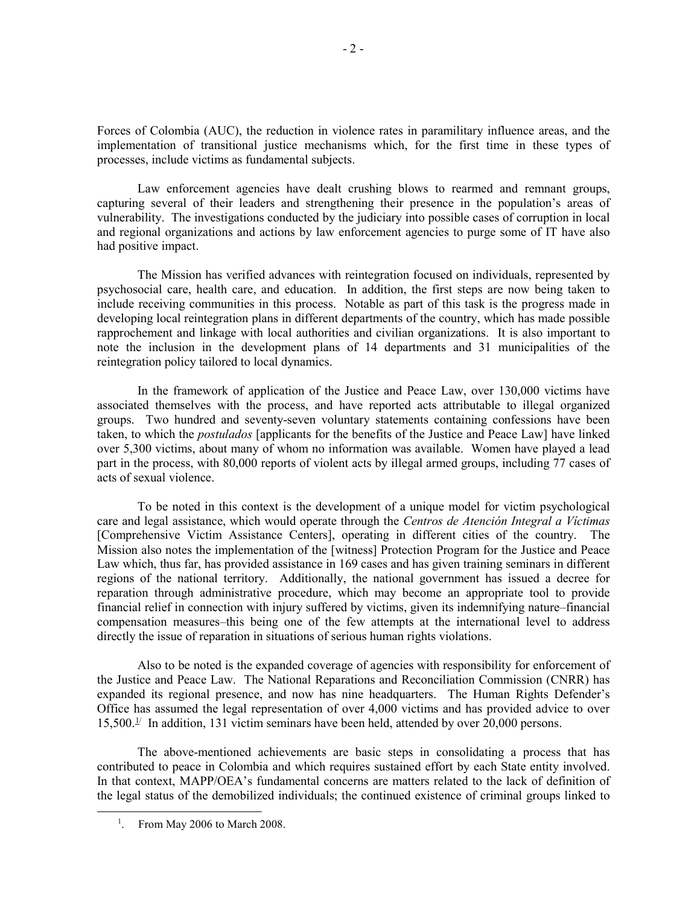Forces of Colombia (AUC), the reduction in violence rates in paramilitary influence areas, and the implementation of transitional justice mechanisms which, for the first time in these types of processes, include victims as fundamental subjects.

Law enforcement agencies have dealt crushing blows to rearmed and remnant groups, capturing several of their leaders and strengthening their presence in the population's areas of vulnerability. The investigations conducted by the judiciary into possible cases of corruption in local and regional organizations and actions by law enforcement agencies to purge some of IT have also had positive impact.

The Mission has verified advances with reintegration focused on individuals, represented by psychosocial care, health care, and education. In addition, the first steps are now being taken to include receiving communities in this process. Notable as part of this task is the progress made in developing local reintegration plans in different departments of the country, which has made possible rapprochement and linkage with local authorities and civilian organizations. It is also important to note the inclusion in the development plans of 14 departments and 31 municipalities of the reintegration policy tailored to local dynamics.

In the framework of application of the Justice and Peace Law, over 130,000 victims have associated themselves with the process, and have reported acts attributable to illegal organized groups. Two hundred and seventy-seven voluntary statements containing confessions have been taken, to which the *postulados* [applicants for the benefits of the Justice and Peace Law] have linked over 5,300 victims, about many of whom no information was available. Women have played a lead part in the process, with 80,000 reports of violent acts by illegal armed groups, including 77 cases of acts of sexual violence.

To be noted in this context is the development of a unique model for victim psychological care and legal assistance, which would operate through the *Centros de Atención Integral a Víctimas* [Comprehensive Victim Assistance Centers], operating in different cities of the country. The Mission also notes the implementation of the [witness] Protection Program for the Justice and Peace Law which, thus far, has provided assistance in 169 cases and has given training seminars in different regions of the national territory. Additionally, the national government has issued a decree for reparation through administrative procedure, which may become an appropriate tool to provide financial relief in connection with injury suffered by victims, given its indemnifying nature–financial compensation measures–this being one of the few attempts at the international level to address directly the issue of reparation in situations of serious human rights violations.

Also to be noted is the expanded coverage of agencies with responsibility for enforcement of the Justice and Peace Law. The National Reparations and Reconciliation Commission (CNRR) has expanded its regional presence, and now has nine headquarters. The Human Rights Defender's Office has assumed the legal representation of over 4,000 victims and has provided advice to over 15,500.[1] In addition, 131 victim seminars have been held, attended by over 20,000 persons.

The above-mentioned achievements are basic steps in consolidating a process that has contributed to peace in Colombia and which requires sustained effort by each State entity involved. In that context, MAPP/OEA's fundamental concerns are matters related to the lack of definition of the legal status of the demobilized individuals; the continued existence of criminal groups linked to

1. From May 2006 to March 2008.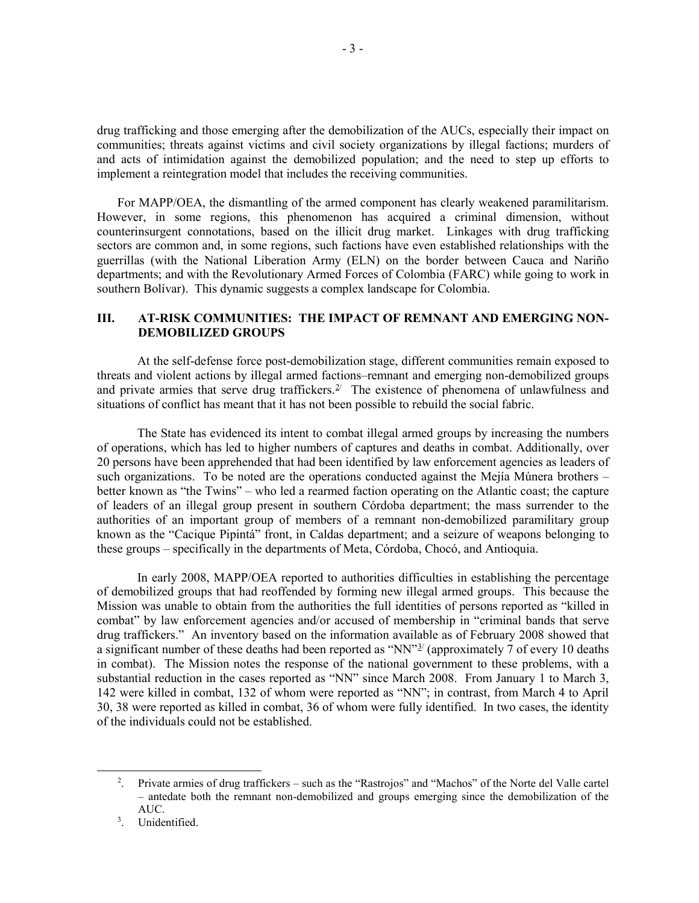drug trafficking and those emerging after the demobilization of the AUCs, especially their impact on communities; threats against victims and civil society organizations by illegal factions; murders of and acts of intimidation against the demobilized population; and the need to step up efforts to implement a reintegration model that includes the receiving communities.

For MAPP/OEA, the dismantling of the armed component has clearly weakened paramilitarism. However, in some regions, this phenomenon has acquired a criminal dimension, without counterinsurgent connotations, based on the illicit drug market. Linkages with drug trafficking sectors are common and, in some regions, such factions have even established relationships with the guerrillas (with the National Liberation Army (ELN) on the border between Cauca and Nariño departments; and with the Revolutionary Armed Forces of Colombia (FARC) while going to work in southern Bolívar). This dynamic suggests a complex landscape for Colombia.

## III. AT-RISK COMMUNITIES: THE IMPACT OF REMNANT AND EMERGING NON-DEMOBILIZED GROUPS

At the self-defense force post-demobilization stage, different communities remain exposed to threats and violent actions by illegal armed factions–remnant and emerging non-demobilized groups and private armies that serve drug traffickers.[2] The existence of phenomena of unlawfulness and situations of conflict has meant that it has not been possible to rebuild the social fabric.

The State has evidenced its intent to combat illegal armed groups by increasing the numbers of operations, which has led to higher numbers of captures and deaths in combat. Additionally, over 20 persons have been apprehended that had been identified by law enforcement agencies as leaders of such organizations. To be noted are the operations conducted against the Mejía Múnera brothers – better known as "the Twins" – who led a rearmed faction operating on the Atlantic coast; the capture of leaders of an illegal group present in southern Córdoba department; the mass surrender to the authorities of an important group of members of a remnant non-demobilized paramilitary group known as the "Cacique Pipintá" front, in Caldas department; and a seizure of weapons belonging to these groups – specifically in the departments of Meta, Córdoba, Chocó, and Antioquia.

In early 2008, MAPP/OEA reported to authorities difficulties in establishing the percentage of demobilized groups that had reoffended by forming new illegal armed groups. This because the Mission was unable to obtain from the authorities the full identities of persons reported as "killed in combat" by law enforcement agencies and/or accused of membership in "criminal bands that serve drug traffickers." An inventory based on the information available as of February 2008 showed that a significant number of these deaths had been reported as "NN"[3] (approximately 7 of every 10 deaths in combat). The Mission notes the response of the national government to these problems, with a substantial reduction in the cases reported as "NN" since March 2008. From January 1 to March 3, 142 were killed in combat, 132 of whom were reported as "NN"; in contrast, from March 4 to April 30, 38 were reported as killed in combat, 36 of whom were fully identified. In two cases, the identity of the individuals could not be established.

---

2. Private armies of drug traffickers – such as the "Rastrojos" and "Machos" of the Norte del Valle cartel – antedate both the remnant non-demobilized and groups emerging since the demobilization of the AUC.

3. Unidentified.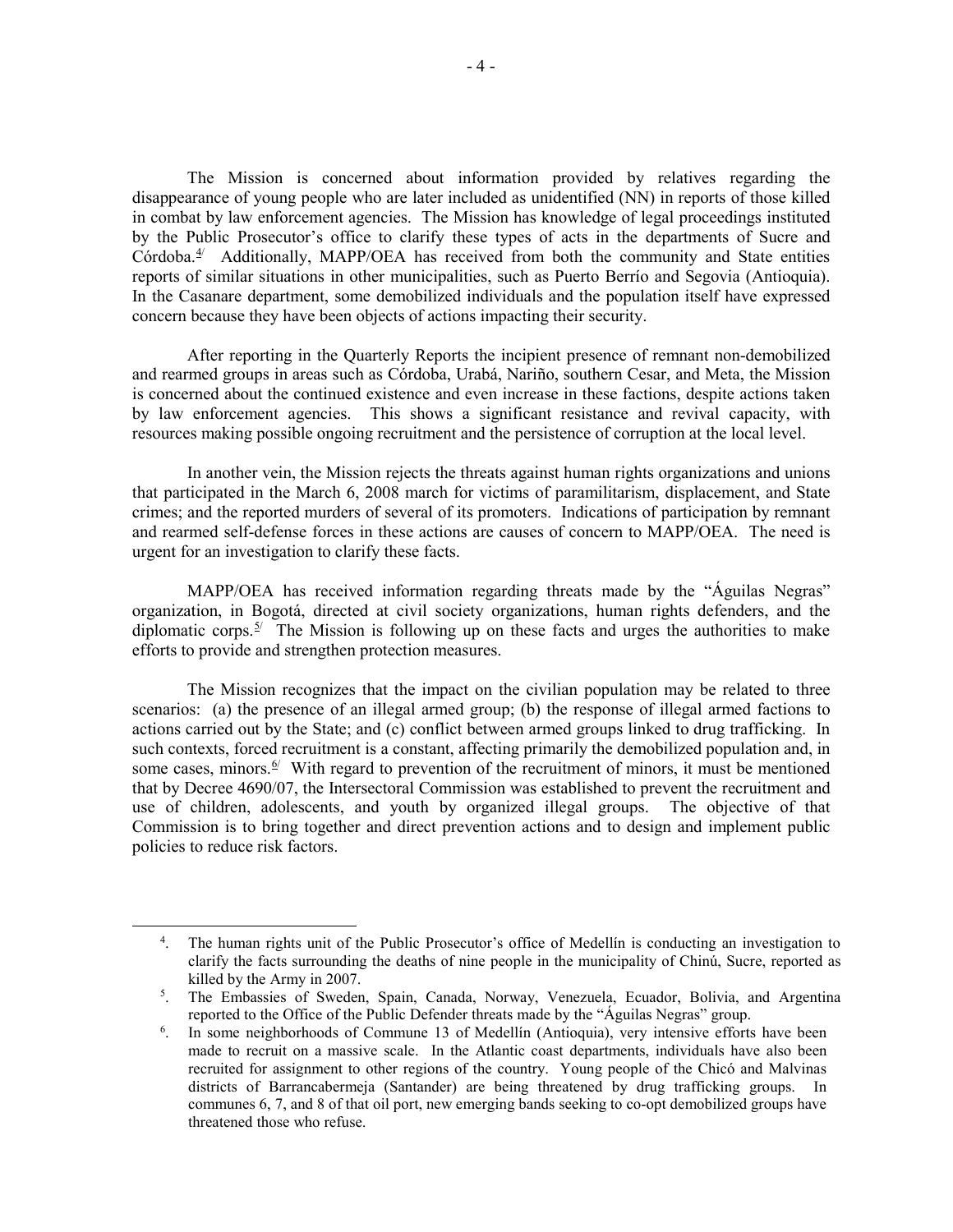The Mission is concerned about information provided by relatives regarding the disappearance of young people who are later included as unidentified (NN) in reports of those killed in combat by law enforcement agencies. The Mission has knowledge of legal proceedings instituted by the Public Prosecutor's office to clarify these types of acts in the departments of Sucre and Córdoba.[4] Additionally, MAPP/OEA has received from both the community and State entities reports of similar situations in other municipalities, such as Puerto Berrío and Segovia (Antioquia). In the Casanare department, some demobilized individuals and the population itself have expressed concern because they have been objects of actions impacting their security.

After reporting in the Quarterly Reports the incipient presence of remnant non-demobilized and rearmed groups in areas such as Córdoba, Urabá, Nariño, southern Cesar, and Meta, the Mission is concerned about the continued existence and even increase in these factions, despite actions taken by law enforcement agencies. This shows a significant resistance and revival capacity, with resources making possible ongoing recruitment and the persistence of corruption at the local level.

In another vein, the Mission rejects the threats against human rights organizations and unions that participated in the March 6, 2008 march for victims of paramilitarism, displacement, and State crimes; and the reported murders of several of its promoters. Indications of participation by remnant and rearmed self-defense forces in these actions are causes of concern to MAPP/OEA. The need is urgent for an investigation to clarify these facts.

MAPP/OEA has received information regarding threats made by the "Águilas Negras" organization, in Bogotá, directed at civil society organizations, human rights defenders, and the diplomatic corps.[5] The Mission is following up on these facts and urges the authorities to make efforts to provide and strengthen protection measures.

The Mission recognizes that the impact on the civilian population may be related to three scenarios: (a) the presence of an illegal armed group; (b) the response of illegal armed factions to actions carried out by the State; and (c) conflict between armed groups linked to drug trafficking. In such contexts, forced recruitment is a constant, affecting primarily the demobilized population and, in some cases, minors.[6] With regard to prevention of the recruitment of minors, it must be mentioned that by Decree 4690/07, the Intersectoral Commission was established to prevent the recruitment and use of children, adolescents, and youth by organized illegal groups. The objective of that Commission is to bring together and direct prevention actions and to design and implement public policies to reduce risk factors.

---

4. The human rights unit of the Public Prosecutor's office of Medellín is conducting an investigation to clarify the facts surrounding the deaths of nine people in the municipality of Chinú, Sucre, reported as killed by the Army in 2007.

5. The Embassies of Sweden, Spain, Canada, Norway, Venezuela, Ecuador, Bolivia, and Argentina reported to the Office of the Public Defender threats made by the "Águilas Negras" group.

6. In some neighborhoods of Commune 13 of Medellín (Antioquia), very intensive efforts have been made to recruit on a massive scale. In the Atlantic coast departments, individuals have also been recruited for assignment to other regions of the country. Young people of the Chicó and Malvinas districts of Barrancabermeja (Santander) are being threatened by drug trafficking groups. In communes 6, 7, and 8 of that oil port, new emerging bands seeking to co-opt demobilized groups have threatened those who refuse.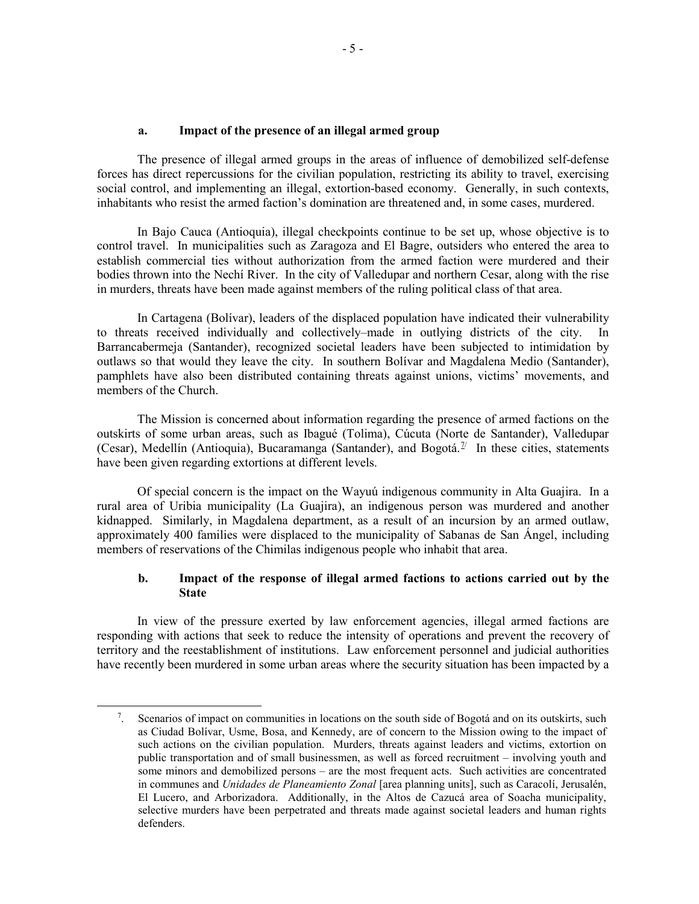#### a. Impact of the presence of an illegal armed group

The presence of illegal armed groups in the areas of influence of demobilized self-defense forces has direct repercussions for the civilian population, restricting its ability to travel, exercising social control, and implementing an illegal, extortion-based economy. Generally, in such contexts, inhabitants who resist the armed faction's domination are threatened and, in some cases, murdered.

In Bajo Cauca (Antioquia), illegal checkpoints continue to be set up, whose objective is to control travel. In municipalities such as Zaragoza and El Bagre, outsiders who entered the area to establish commercial ties without authorization from the armed faction were murdered and their bodies thrown into the Nechí River. In the city of Valledupar and northern Cesar, along with the rise in murders, threats have been made against members of the ruling political class of that area.

In Cartagena (Bolívar), leaders of the displaced population have indicated their vulnerability to threats received individually and collectively–made in outlying districts of the city. In Barrancabermeja (Santander), recognized societal leaders have been subjected to intimidation by outlaws so that would they leave the city. In southern Bolívar and Magdalena Medio (Santander), pamphlets have also been distributed containing threats against unions, victims' movements, and members of the Church.

The Mission is concerned about information regarding the presence of armed factions on the outskirts of some urban areas, such as Ibagué (Tolima), Cúcuta (Norte de Santander), Valledupar (Cesar), Medellín (Antioquia), Bucaramanga (Santander), and Bogotá.[7] In these cities, statements have been given regarding extortions at different levels.

Of special concern is the impact on the Wayuú indigenous community in Alta Guajira. In a rural area of Uribia municipality (La Guajira), an indigenous person was murdered and another kidnapped. Similarly, in Magdalena department, as a result of an incursion by an armed outlaw, approximately 400 families were displaced to the municipality of Sabanas de San Ángel, including members of reservations of the Chimilas indigenous people who inhabit that area.

#### b. Impact of the response of illegal armed factions to actions carried out by the State

In view of the pressure exerted by law enforcement agencies, illegal armed factions are responding with actions that seek to reduce the intensity of operations and prevent the recovery of territory and the reestablishment of institutions. Law enforcement personnel and judicial authorities have recently been murdered in some urban areas where the security situation has been impacted by a

---

[7]. Scenarios of impact on communities in locations on the south side of Bogotá and on its outskirts, such as Ciudad Bolívar, Usme, Bosa, and Kennedy, are of concern to the Mission owing to the impact of such actions on the civilian population. Murders, threats against leaders and victims, extortion on public transportation and of small businessmen, as well as forced recruitment – involving youth and some minors and demobilized persons – are the most frequent acts. Such activities are concentrated in communes and *Unidades de Planeamiento Zonal* [area planning units], such as Caracolí, Jerusalén, El Lucero, and Arborizadora. Additionally, in the Altos de Cazucá area of Soacha municipality, selective murders have been perpetrated and threats made against societal leaders and human rights defenders.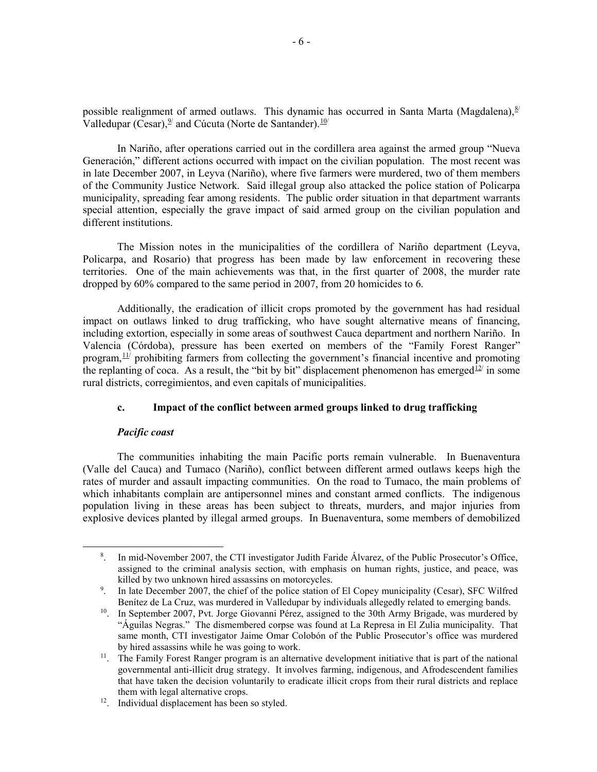possible realignment of armed outlaws. This dynamic has occurred in Santa Marta (Magdalena),[8] Valledupar (Cesar),[9] and Cúcuta (Norte de Santander).[10]

In Nariño, after operations carried out in the cordillera area against the armed group "Nueva Generación," different actions occurred with impact on the civilian population. The most recent was in late December 2007, in Leyva (Nariño), where five farmers were murdered, two of them members of the Community Justice Network. Said illegal group also attacked the police station of Policarpa municipality, spreading fear among residents. The public order situation in that department warrants special attention, especially the grave impact of said armed group on the civilian population and different institutions.

The Mission notes in the municipalities of the cordillera of Nariño department (Leyva, Policarpa, and Rosario) that progress has been made by law enforcement in recovering these territories. One of the main achievements was that, in the first quarter of 2008, the murder rate dropped by 60% compared to the same period in 2007, from 20 homicides to 6.

Additionally, the eradication of illicit crops promoted by the government has had residual impact on outlaws linked to drug trafficking, who have sought alternative means of financing, including extortion, especially in some areas of southwest Cauca department and northern Nariño. In Valencia (Córdoba), pressure has been exerted on members of the "Family Forest Ranger" program,[11] prohibiting farmers from collecting the government's financial incentive and promoting the replanting of coca. As a result, the "bit by bit" displacement phenomenon has emerged[12] in some rural districts, corregimientos, and even capitals of municipalities.

### c. Impact of the conflict between armed groups linked to drug trafficking

***Pacific coast***

The communities inhabiting the main Pacific ports remain vulnerable. In Buenaventura (Valle del Cauca) and Tumaco (Nariño), conflict between different armed outlaws keeps high the rates of murder and assault impacting communities. On the road to Tumaco, the main problems of which inhabitants complain are antipersonnel mines and constant armed conflicts. The indigenous population living in these areas has been subject to threats, murders, and major injuries from explosive devices planted by illegal armed groups. In Buenaventura, some members of demobilized

---

8. In mid-November 2007, the CTI investigator Judith Faride Álvarez, of the Public Prosecutor's Office, assigned to the criminal analysis section, with emphasis on human rights, justice, and peace, was killed by two unknown hired assassins on motorcycles.

9. In late December 2007, the chief of the police station of El Copey municipality (Cesar), SFC Wilfred Benítez de La Cruz, was murdered in Valledupar by individuals allegedly related to emerging bands.

10. In September 2007, Pvt. Jorge Giovanni Pérez, assigned to the 30th Army Brigade, was murdered by "Águilas Negras." The dismembered corpse was found at La Represa in El Zulia municipality. That same month, CTI investigator Jaime Omar Colobón of the Public Prosecutor's office was murdered by hired assassins while he was going to work.

11. The Family Forest Ranger program is an alternative development initiative that is part of the national governmental anti-illicit drug strategy. It involves farming, indigenous, and Afrodescendent families that have taken the decision voluntarily to eradicate illicit crops from their rural districts and replace them with legal alternative crops.

12. Individual displacement has been so styled.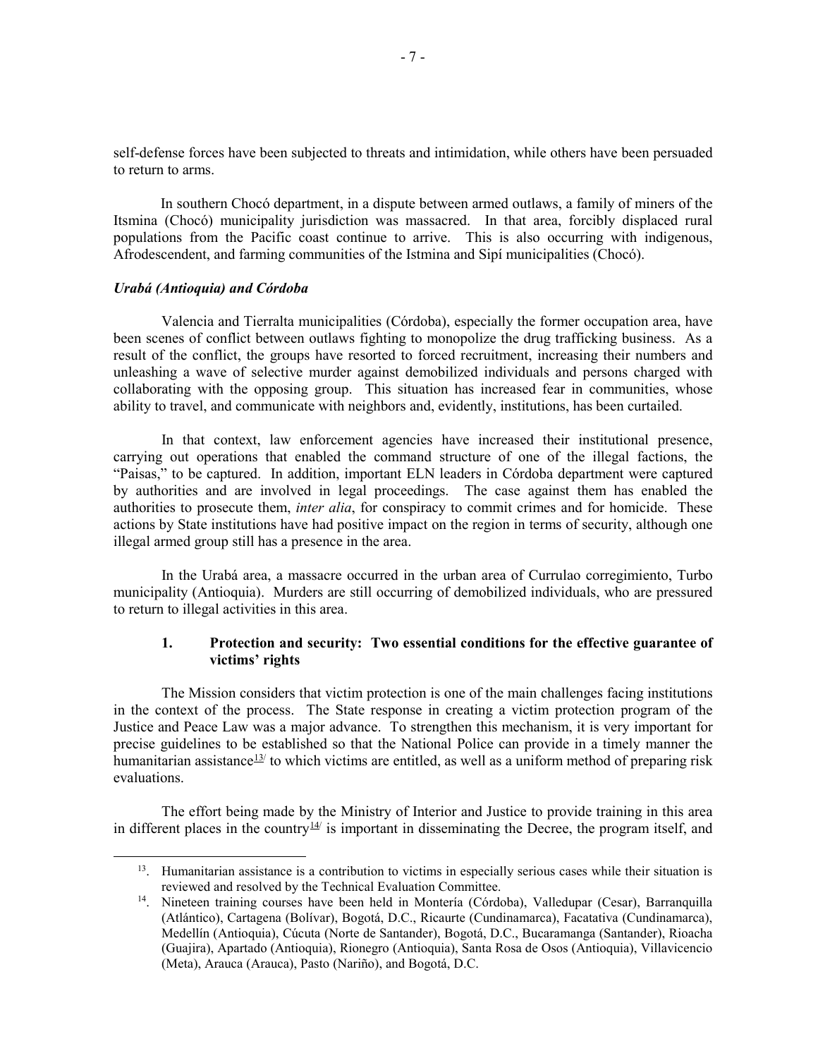self-defense forces have been subjected to threats and intimidation, while others have been persuaded to return to arms.

In southern Chocó department, in a dispute between armed outlaws, a family of miners of the Itsmina (Chocó) municipality jurisdiction was massacred. In that area, forcibly displaced rural populations from the Pacific coast continue to arrive. This is also occurring with indigenous, Afrodescendent, and farming communities of the Istmina and Sipí municipalities (Chocó).

***Urabá (Antioquia) and Córdoba***

Valencia and Tierralta municipalities (Córdoba), especially the former occupation area, have been scenes of conflict between outlaws fighting to monopolize the drug trafficking business. As a result of the conflict, the groups have resorted to forced recruitment, increasing their numbers and unleashing a wave of selective murder against demobilized individuals and persons charged with collaborating with the opposing group. This situation has increased fear in communities, whose ability to travel, and communicate with neighbors and, evidently, institutions, has been curtailed.

In that context, law enforcement agencies have increased their institutional presence, carrying out operations that enabled the command structure of one of the illegal factions, the "Paisas," to be captured. In addition, important ELN leaders in Córdoba department were captured by authorities and are involved in legal proceedings. The case against them has enabled the authorities to prosecute them, *inter alia*, for conspiracy to commit crimes and for homicide. These actions by State institutions have had positive impact on the region in terms of security, although one illegal armed group still has a presence in the area.

In the Urabá area, a massacre occurred in the urban area of Currulao corregimiento, Turbo municipality (Antioquia). Murders are still occurring of demobilized individuals, who are pressured to return to illegal activities in this area.

### 1. Protection and security: Two essential conditions for the effective guarantee of victims' rights

The Mission considers that victim protection is one of the main challenges facing institutions in the context of the process. The State response in creating a victim protection program of the Justice and Peace Law was a major advance. To strengthen this mechanism, it is very important for precise guidelines to be established so that the National Police can provide in a timely manner the humanitarian assistance[13/] to which victims are entitled, as well as a uniform method of preparing risk evaluations.

The effort being made by the Ministry of Interior and Justice to provide training in this area in different places in the country[14/] is important in disseminating the Decree, the program itself, and

---

[13]. Humanitarian assistance is a contribution to victims in especially serious cases while their situation is reviewed and resolved by the Technical Evaluation Committee.

[14]. Nineteen training courses have been held in Montería (Córdoba), Valledupar (Cesar), Barranquilla (Atlántico), Cartagena (Bolívar), Bogotá, D.C., Ricaurte (Cundinamarca), Facatativa (Cundinamarca), Medellín (Antioquia), Cúcuta (Norte de Santander), Bogotá, D.C., Bucaramanga (Santander), Rioacha (Guajira), Apartado (Antioquia), Rionegro (Antioquia), Santa Rosa de Osos (Antioquia), Villavicencio (Meta), Arauca (Arauca), Pasto (Nariño), and Bogotá, D.C.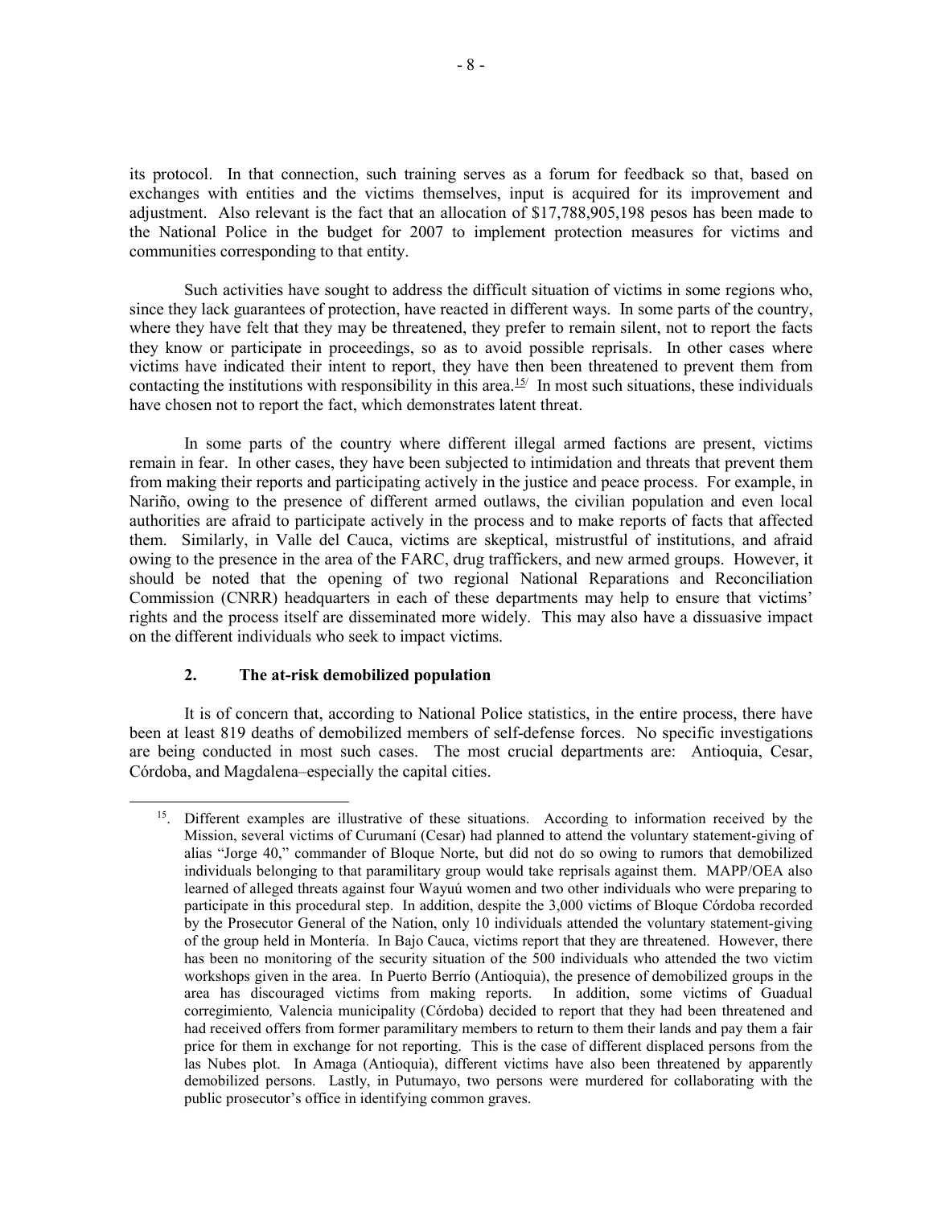its protocol. In that connection, such training serves as a forum for feedback so that, based on exchanges with entities and the victims themselves, input is acquired for its improvement and adjustment. Also relevant is the fact that an allocation of $17,788,905,198 pesos has been made to the National Police in the budget for 2007 to implement protection measures for victims and communities corresponding to that entity.

Such activities have sought to address the difficult situation of victims in some regions who, since they lack guarantees of protection, have reacted in different ways. In some parts of the country, where they have felt that they may be threatened, they prefer to remain silent, not to report the facts they know or participate in proceedings, so as to avoid possible reprisals. In other cases where victims have indicated their intent to report, they have then been threatened to prevent them from contacting the institutions with responsibility in this area.[15] In most such situations, these individuals have chosen not to report the fact, which demonstrates latent threat.

In some parts of the country where different illegal armed factions are present, victims remain in fear. In other cases, they have been subjected to intimidation and threats that prevent them from making their reports and participating actively in the justice and peace process. For example, in Nariño, owing to the presence of different armed outlaws, the civilian population and even local authorities are afraid to participate actively in the process and to make reports of facts that affected them. Similarly, in Valle del Cauca, victims are skeptical, mistrustful of institutions, and afraid owing to the presence in the area of the FARC, drug traffickers, and new armed groups. However, it should be noted that the opening of two regional National Reparations and Reconciliation Commission (CNRR) headquarters in each of these departments may help to ensure that victims' rights and the process itself are disseminated more widely. This may also have a dissuasive impact on the different individuals who seek to impact victims.

### 2. The at-risk demobilized population

It is of concern that, according to National Police statistics, in the entire process, there have been at least 819 deaths of demobilized members of self-defense forces. No specific investigations are being conducted in most such cases. The most crucial departments are: Antioquia, Cesar, Córdoba, and Magdalena–especially the capital cities.

---

[15]. Different examples are illustrative of these situations. According to information received by the Mission, several victims of Curumaní (Cesar) had planned to attend the voluntary statement-giving of alias "Jorge 40," commander of Bloque Norte, but did not do so owing to rumors that demobilized individuals belonging to that paramilitary group would take reprisals against them. MAPP/OEA also learned of alleged threats against four Wayuú women and two other individuals who were preparing to participate in this procedural step. In addition, despite the 3,000 victims of Bloque Córdoba recorded by the Prosecutor General of the Nation, only 10 individuals attended the voluntary statement-giving of the group held in Montería. In Bajo Cauca, victims report that they are threatened. However, there has been no monitoring of the security situation of the 500 individuals who attended the two victim workshops given in the area. In Puerto Berrío (Antioquia), the presence of demobilized groups in the area has discouraged victims from making reports. In addition, some victims of Guadual *corregimiento*, Valencia municipality (Córdoba) decided to report that they had been threatened and had received offers from former paramilitary members to return to them their lands and pay them a fair price for them in exchange for not reporting. This is the case of different displaced persons from the las Nubes plot. In Amaga (Antioquia), different victims have also been threatened by apparently demobilized persons. Lastly, in Putumayo, two persons were murdered for collaborating with the public prosecutor's office in identifying common graves.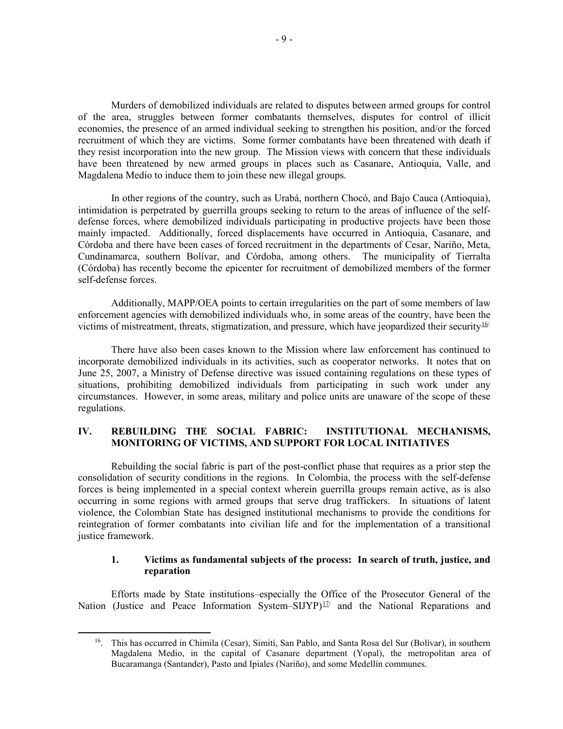Murders of demobilized individuals are related to disputes between armed groups for control of the area, struggles between former combatants themselves, disputes for control of illicit economies, the presence of an armed individual seeking to strengthen his position, and/or the forced recruitment of which they are victims. Some former combatants have been threatened with death if they resist incorporation into the new group. The Mission views with concern that these individuals have been threatened by new armed groups in places such as Casanare, Antioquia, Valle, and Magdalena Medio to induce them to join these new illegal groups.

In other regions of the country, such as Urabá, northern Chocó, and Bajo Cauca (Antioquia), intimidation is perpetrated by guerrilla groups seeking to return to the areas of influence of the self-defense forces, where demobilized individuals participating in productive projects have been those mainly impacted. Additionally, forced displacements have occurred in Antioquia, Casanare, and Córdoba and there have been cases of forced recruitment in the departments of Cesar, Nariño, Meta, Cundinamarca, southern Bolívar, and Córdoba, among others. The municipality of Tierralta (Córdoba) has recently become the epicenter for recruitment of demobilized members of the former self-defense forces.

Additionally, MAPP/OEA points to certain irregularities on the part of some members of law enforcement agencies with demobilized individuals who, in some areas of the country, have been the victims of mistreatment, threats, stigmatization, and pressure, which have jeopardized their security[16/]

There have also been cases known to the Mission where law enforcement has continued to incorporate demobilized individuals in its activities, such as cooperator networks. It notes that on June 25, 2007, a Ministry of Defense directive was issued containing regulations on these types of situations, prohibiting demobilized individuals from participating in such work under any circumstances. However, in some areas, military and police units are unaware of the scope of these regulations.

## IV. REBUILDING THE SOCIAL FABRIC: INSTITUTIONAL MECHANISMS, MONITORING OF VICTIMS, AND SUPPORT FOR LOCAL INITIATIVES

Rebuilding the social fabric is part of the post-conflict phase that requires as a prior step the consolidation of security conditions in the regions. In Colombia, the process with the self-defense forces is being implemented in a special context wherein guerrilla groups remain active, as is also occurring in some regions with armed groups that serve drug traffickers. In situations of latent violence, the Colombian State has designed institutional mechanisms to provide the conditions for reintegration of former combatants into civilian life and for the implementation of a transitional justice framework.

### 1. Victims as fundamental subjects of the process: In search of truth, justice, and reparation

Efforts made by State institutions–especially the Office of the Prosecutor General of the Nation (Justice and Peace Information System–SIJYP)[17/] and the National Reparations and

---

16. This has occurred in Chimila (Cesar), Simití, San Pablo, and Santa Rosa del Sur (Bolívar), in southern Magdalena Medio, in the capital of Casanare department (Yopal), the metropolitan area of Bucaramanga (Santander), Pasto and Ipiales (Nariño), and some Medellín communes.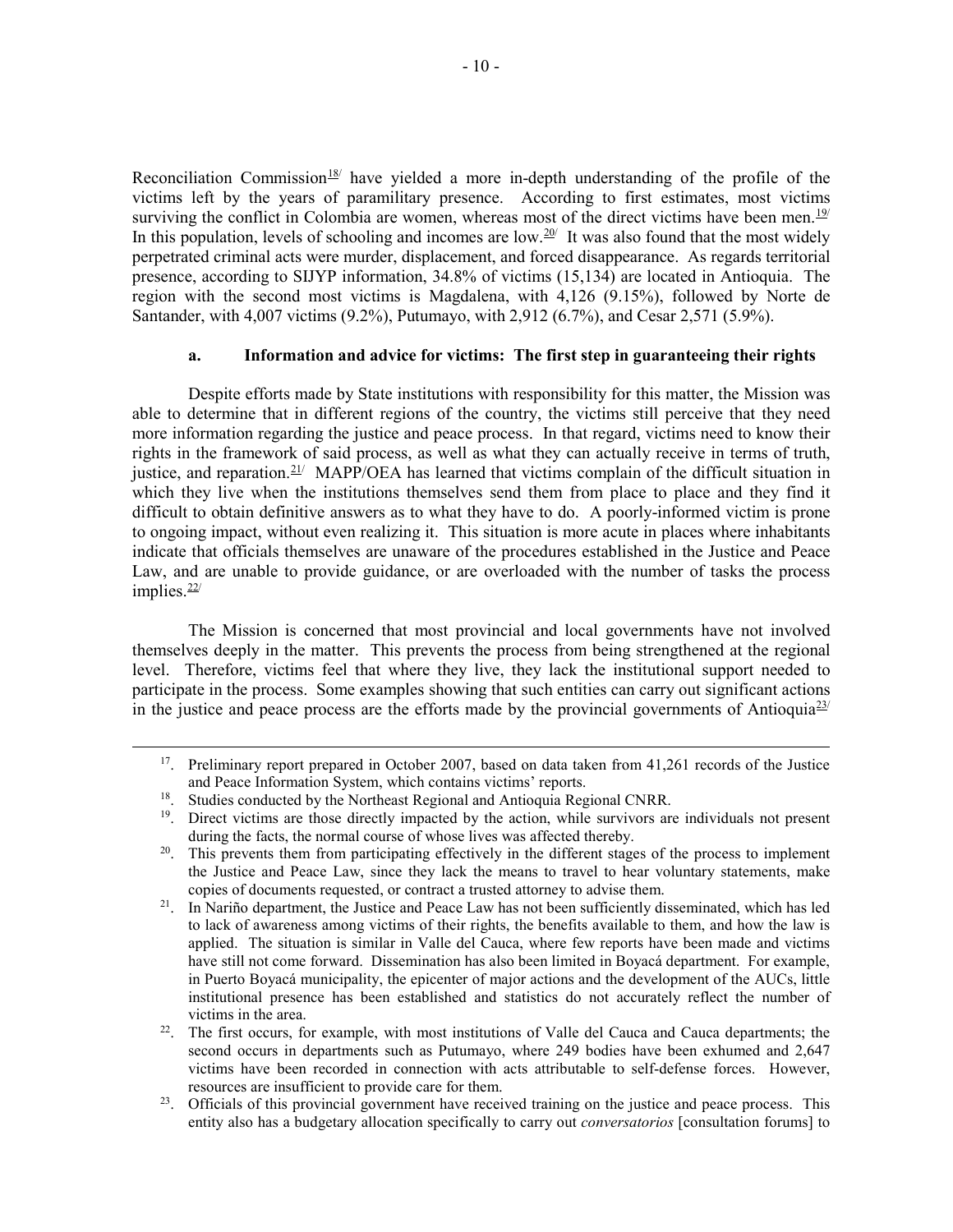Reconciliation Commission[18] have yielded a more in-depth understanding of the profile of the victims left by the years of paramilitary presence. According to first estimates, most victims surviving the conflict in Colombia are women, whereas most of the direct victims have been men.[19] In this population, levels of schooling and incomes are low.[20] It was also found that the most widely perpetrated criminal acts were murder, displacement, and forced disappearance. As regards territorial presence, according to SIJYP information, 34.8% of victims (15,134) are located in Antioquia. The region with the second most victims is Magdalena, with 4,126 (9.15%), followed by Norte de Santander, with 4,007 victims (9.2%), Putumayo, with 2,912 (6.7%), and Cesar 2,571 (5.9%).

### a. Information and advice for victims: The first step in guaranteeing their rights

Despite efforts made by State institutions with responsibility for this matter, the Mission was able to determine that in different regions of the country, the victims still perceive that they need more information regarding the justice and peace process. In that regard, victims need to know their rights in the framework of said process, as well as what they can actually receive in terms of truth, justice, and reparation.[21] MAPP/OEA has learned that victims complain of the difficult situation in which they live when the institutions themselves send them from place to place and they find it difficult to obtain definitive answers as to what they have to do. A poorly-informed victim is prone to ongoing impact, without even realizing it. This situation is more acute in places where inhabitants indicate that officials themselves are unaware of the procedures established in the Justice and Peace Law, and are unable to provide guidance, or are overloaded with the number of tasks the process implies.[22]

The Mission is concerned that most provincial and local governments have not involved themselves deeply in the matter. This prevents the process from being strengthened at the regional level. Therefore, victims feel that where they live, they lack the institutional support needed to participate in the process. Some examples showing that such entities can carry out significant actions in the justice and peace process are the efforts made by the provincial governments of Antioquia[23]

---

17. Preliminary report prepared in October 2007, based on data taken from 41,261 records of the Justice and Peace Information System, which contains victims' reports.
18. Studies conducted by the Northeast Regional and Antioquia Regional CNRR.
19. Direct victims are those directly impacted by the action, while survivors are individuals not present during the facts, the normal course of whose lives was affected thereby.
20. This prevents them from participating effectively in the different stages of the process to implement the Justice and Peace Law, since they lack the means to travel to hear voluntary statements, make copies of documents requested, or contract a trusted attorney to advise them.
21. In Nariño department, the Justice and Peace Law has not been sufficiently disseminated, which has led to lack of awareness among victims of their rights, the benefits available to them, and how the law is applied. The situation is similar in Valle del Cauca, where few reports have been made and victims have still not come forward. Dissemination has also been limited in Boyacá department. For example, in Puerto Boyacá municipality, the epicenter of major actions and the development of the AUCs, little institutional presence has been established and statistics do not accurately reflect the number of victims in the area.
22. The first occurs, for example, with most institutions of Valle del Cauca and Cauca departments; the second occurs in departments such as Putumayo, where 249 bodies have been exhumed and 2,647 victims have been recorded in connection with acts attributable to self-defense forces. However, resources are insufficient to provide care for them.
23. Officials of this provincial government have received training on the justice and peace process. This entity also has a budgetary allocation specifically to carry out *conversatorios* [consultation forums] to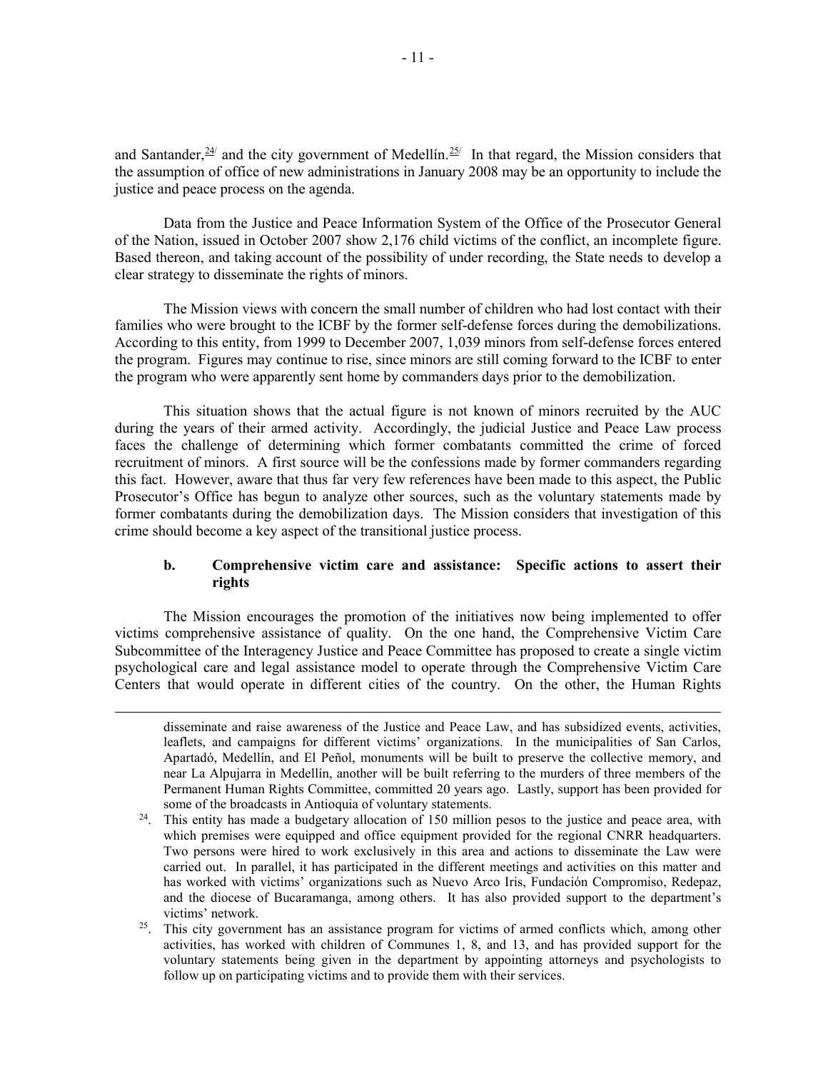and Santander,[24] and the city government of Medellín.[25] In that regard, the Mission considers that the assumption of office of new administrations in January 2008 may be an opportunity to include the justice and peace process on the agenda.

Data from the Justice and Peace Information System of the Office of the Prosecutor General of the Nation, issued in October 2007 show 2,176 child victims of the conflict, an incomplete figure. Based thereon, and taking account of the possibility of under recording, the State needs to develop a clear strategy to disseminate the rights of minors.

The Mission views with concern the small number of children who had lost contact with their families who were brought to the ICBF by the former self-defense forces during the demobilizations. According to this entity, from 1999 to December 2007, 1,039 minors from self-defense forces entered the program. Figures may continue to rise, since minors are still coming forward to the ICBF to enter the program who were apparently sent home by commanders days prior to the demobilization.

This situation shows that the actual figure is not known of minors recruited by the AUC during the years of their armed activity. Accordingly, the judicial Justice and Peace Law process faces the challenge of determining which former combatants committed the crime of forced recruitment of minors. A first source will be the confessions made by former commanders regarding this fact. However, aware that thus far very few references have been made to this aspect, the Public Prosecutor's Office has begun to analyze other sources, such as the voluntary statements made by former combatants during the demobilization days. The Mission considers that investigation of this crime should become a key aspect of the transitional justice process.

### b. Comprehensive victim care and assistance: Specific actions to assert their rights

The Mission encourages the promotion of the initiatives now being implemented to offer victims comprehensive assistance of quality. On the one hand, the Comprehensive Victim Care Subcommittee of the Interagency Justice and Peace Committee has proposed to create a single victim psychological care and legal assistance model to operate through the Comprehensive Victim Care Centers that would operate in different cities of the country. On the other, the Human Rights

---

disseminate and raise awareness of the Justice and Peace Law, and has subsidized events, activities, leaflets, and campaigns for different victims' organizations. In the municipalities of San Carlos, Apartadó, Medellín, and El Peñol, monuments will be built to preserve the collective memory, and near La Alpujarra in Medellín, another will be built referring to the murders of three members of the Permanent Human Rights Committee, committed 20 years ago. Lastly, support has been provided for some of the broadcasts in Antioquia of voluntary statements.

[24]. This entity has made a budgetary allocation of 150 million pesos to the justice and peace area, with which premises were equipped and office equipment provided for the regional CNRR headquarters. Two persons were hired to work exclusively in this area and actions to disseminate the Law were carried out. In parallel, it has participated in the different meetings and activities on this matter and has worked with victims' organizations such as Nuevo Arco Iris, Fundación Compromiso, Redepaz, and the diocese of Bucaramanga, among others. It has also provided support to the department's victims' network.

[25]. This city government has an assistance program for victims of armed conflicts which, among other activities, has worked with children of Communes 1, 8, and 13, and has provided support for the voluntary statements being given in the department by appointing attorneys and psychologists to follow up on participating victims and to provide them with their services.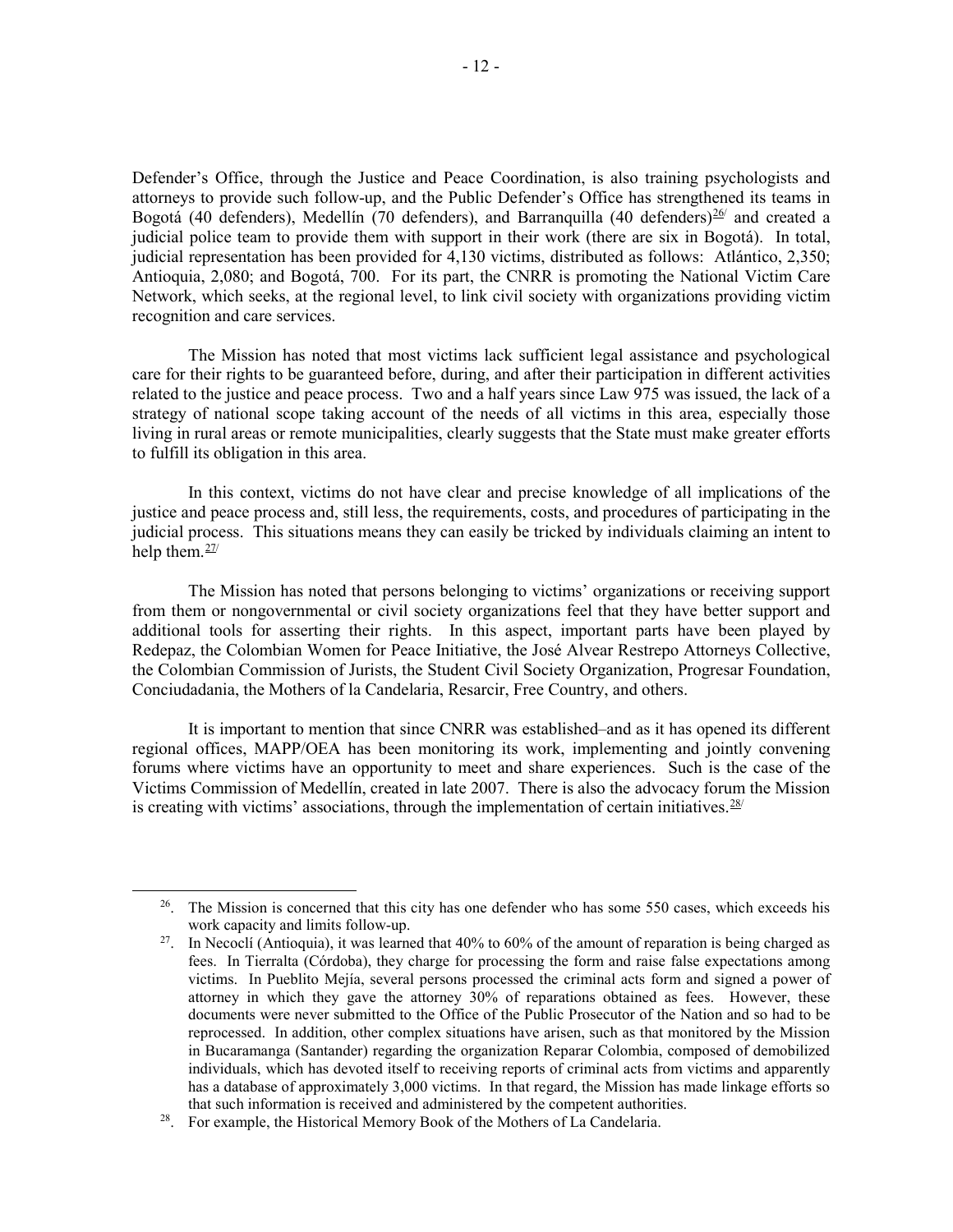Defender's Office, through the Justice and Peace Coordination, is also training psychologists and attorneys to provide such follow-up, and the Public Defender's Office has strengthened its teams in Bogotá (40 defenders), Medellín (70 defenders), and Barranquilla (40 defenders)[26] and created a judicial police team to provide them with support in their work (there are six in Bogotá). In total, judicial representation has been provided for 4,130 victims, distributed as follows: Atlántico, 2,350; Antioquia, 2,080; and Bogotá, 700. For its part, the CNRR is promoting the National Victim Care Network, which seeks, at the regional level, to link civil society with organizations providing victim recognition and care services.

The Mission has noted that most victims lack sufficient legal assistance and psychological care for their rights to be guaranteed before, during, and after their participation in different activities related to the justice and peace process. Two and a half years since Law 975 was issued, the lack of a strategy of national scope taking account of the needs of all victims in this area, especially those living in rural areas or remote municipalities, clearly suggests that the State must make greater efforts to fulfill its obligation in this area.

In this context, victims do not have clear and precise knowledge of all implications of the justice and peace process and, still less, the requirements, costs, and procedures of participating in the judicial process. This situations means they can easily be tricked by individuals claiming an intent to help them.[27]

The Mission has noted that persons belonging to victims' organizations or receiving support from them or nongovernmental or civil society organizations feel that they have better support and additional tools for asserting their rights. In this aspect, important parts have been played by Redepaz, the Colombian Women for Peace Initiative, the José Alvear Restrepo Attorneys Collective, the Colombian Commission of Jurists, the Student Civil Society Organization, Progresar Foundation, Conciudadania, the Mothers of la Candelaria, Resarcir, Free Country, and others.

It is important to mention that since CNRR was established–and as it has opened its different regional offices, MAPP/OEA has been monitoring its work, implementing and jointly convening forums where victims have an opportunity to meet and share experiences. Such is the case of the Victims Commission of Medellín, created in late 2007. There is also the advocacy forum the Mission is creating with victims' associations, through the implementation of certain initiatives.[28]

---

[26]. The Mission is concerned that this city has one defender who has some 550 cases, which exceeds his work capacity and limits follow-up.

[27]. In Necoclí (Antioquia), it was learned that 40% to 60% of the amount of reparation is being charged as fees. In Tierralta (Córdoba), they charge for processing the form and raise false expectations among victims. In Pueblito Mejía, several persons processed the criminal acts form and signed a power of attorney in which they gave the attorney 30% of reparations obtained as fees. However, these documents were never submitted to the Office of the Public Prosecutor of the Nation and so had to be reprocessed. In addition, other complex situations have arisen, such as that monitored by the Mission in Bucaramanga (Santander) regarding the organization Reparar Colombia, composed of demobilized individuals, which has devoted itself to receiving reports of criminal acts from victims and apparently has a database of approximately 3,000 victims. In that regard, the Mission has made linkage efforts so that such information is received and administered by the competent authorities.

[28]. For example, the Historical Memory Book of the Mothers of La Candelaria.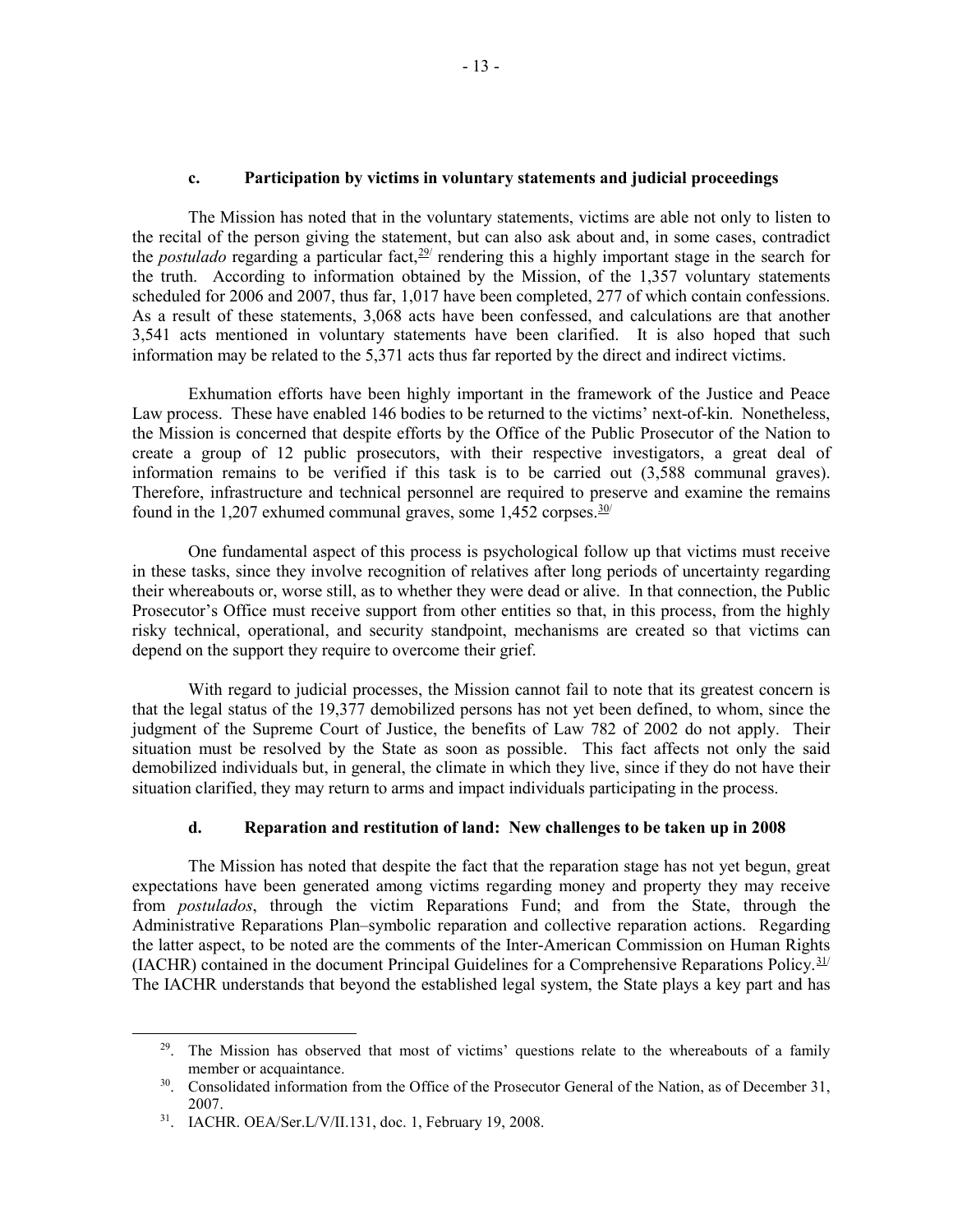### c. Participation by victims in voluntary statements and judicial proceedings

The Mission has noted that in the voluntary statements, victims are able not only to listen to the recital of the person giving the statement, but can also ask about and, in some cases, contradict the *postulado* regarding a particular fact,[29] rendering this a highly important stage in the search for the truth. According to information obtained by the Mission, of the 1,357 voluntary statements scheduled for 2006 and 2007, thus far, 1,017 have been completed, 277 of which contain confessions. As a result of these statements, 3,068 acts have been confessed, and calculations are that another 3,541 acts mentioned in voluntary statements have been clarified. It is also hoped that such information may be related to the 5,371 acts thus far reported by the direct and indirect victims.

Exhumation efforts have been highly important in the framework of the Justice and Peace Law process. These have enabled 146 bodies to be returned to the victims' next-of-kin. Nonetheless, the Mission is concerned that despite efforts by the Office of the Public Prosecutor of the Nation to create a group of 12 public prosecutors, with their respective investigators, a great deal of information remains to be verified if this task is to be carried out (3,588 communal graves). Therefore, infrastructure and technical personnel are required to preserve and examine the remains found in the 1,207 exhumed communal graves, some 1,452 corpses.[30]

One fundamental aspect of this process is psychological follow up that victims must receive in these tasks, since they involve recognition of relatives after long periods of uncertainty regarding their whereabouts or, worse still, as to whether they were dead or alive. In that connection, the Public Prosecutor's Office must receive support from other entities so that, in this process, from the highly risky technical, operational, and security standpoint, mechanisms are created so that victims can depend on the support they require to overcome their grief.

With regard to judicial processes, the Mission cannot fail to note that its greatest concern is that the legal status of the 19,377 demobilized persons has not yet been defined, to whom, since the judgment of the Supreme Court of Justice, the benefits of Law 782 of 2002 do not apply. Their situation must be resolved by the State as soon as possible. This fact affects not only the said demobilized individuals but, in general, the climate in which they live, since if they do not have their situation clarified, they may return to arms and impact individuals participating in the process.

### d. Reparation and restitution of land: New challenges to be taken up in 2008

The Mission has noted that despite the fact that the reparation stage has not yet begun, great expectations have been generated among victims regarding money and property they may receive from *postulados*, through the victim Reparations Fund; and from the State, through the Administrative Reparations Plan–symbolic reparation and collective reparation actions. Regarding the latter aspect, to be noted are the comments of the Inter-American Commission on Human Rights (IACHR) contained in the document Principal Guidelines for a Comprehensive Reparations Policy.[31] The IACHR understands that beyond the established legal system, the State plays a key part and has

---

[29]. The Mission has observed that most of victims' questions relate to the whereabouts of a family member or acquaintance.

[30]. Consolidated information from the Office of the Prosecutor General of the Nation, as of December 31, 2007.

[31]. IACHR. OEA/Ser.L/V/II.131, doc. 1, February 19, 2008.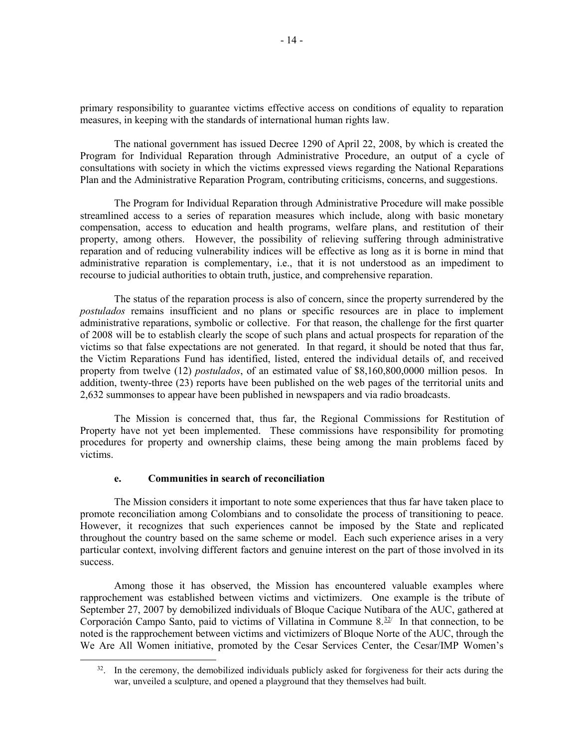primary responsibility to guarantee victims effective access on conditions of equality to reparation measures, in keeping with the standards of international human rights law.

The national government has issued Decree 1290 of April 22, 2008, by which is created the Program for Individual Reparation through Administrative Procedure, an output of a cycle of consultations with society in which the victims expressed views regarding the National Reparations Plan and the Administrative Reparation Program, contributing criticisms, concerns, and suggestions.

The Program for Individual Reparation through Administrative Procedure will make possible streamlined access to a series of reparation measures which include, along with basic monetary compensation, access to education and health programs, welfare plans, and restitution of their property, among others. However, the possibility of relieving suffering through administrative reparation and of reducing vulnerability indices will be effective as long as it is borne in mind that administrative reparation is complementary, i.e., that it is not understood as an impediment to recourse to judicial authorities to obtain truth, justice, and comprehensive reparation.

The status of the reparation process is also of concern, since the property surrendered by the *postulados* remains insufficient and no plans or specific resources are in place to implement administrative reparations, symbolic or collective. For that reason, the challenge for the first quarter of 2008 will be to establish clearly the scope of such plans and actual prospects for reparation of the victims so that false expectations are not generated. In that regard, it should be noted that thus far, the Victim Reparations Fund has identified, listed, entered the individual details of, and received property from twelve (12) *postulados*, of an estimated value of $8,160,800,0000 million pesos. In addition, twenty-three (23) reports have been published on the web pages of the territorial units and 2,632 summonses to appear have been published in newspapers and via radio broadcasts.

The Mission is concerned that, thus far, the Regional Commissions for Restitution of Property have not yet been implemented. These commissions have responsibility for promoting procedures for property and ownership claims, these being among the main problems faced by victims.

#### e. Communities in search of reconciliation

The Mission considers it important to note some experiences that thus far have taken place to promote reconciliation among Colombians and to consolidate the process of transitioning to peace. However, it recognizes that such experiences cannot be imposed by the State and replicated throughout the country based on the same scheme or model. Each such experience arises in a very particular context, involving different factors and genuine interest on the part of those involved in its success.

Among those it has observed, the Mission has encountered valuable examples where rapprochement was established between victims and victimizers. One example is the tribute of September 27, 2007 by demobilized individuals of Bloque Cacique Nutibara of the AUC, gathered at Corporación Campo Santo, paid to victims of Villatina in Commune 8.[32] In that connection, to be noted is the rapprochement between victims and victimizers of Bloque Norte of the AUC, through the We Are All Women initiative, promoted by the Cesar Services Center, the Cesar/IMP Women's

[32]. In the ceremony, the demobilized individuals publicly asked for forgiveness for their acts during the war, unveiled a sculpture, and opened a playground that they themselves had built.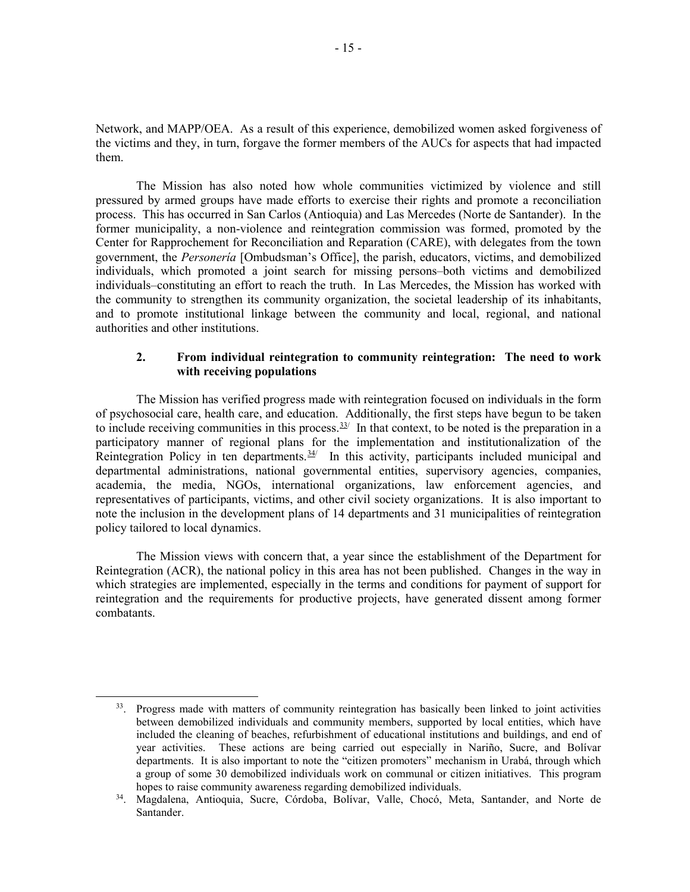Network, and MAPP/OEA. As a result of this experience, demobilized women asked forgiveness of the victims and they, in turn, forgave the former members of the AUCs for aspects that had impacted them.

The Mission has also noted how whole communities victimized by violence and still pressured by armed groups have made efforts to exercise their rights and promote a reconciliation process. This has occurred in San Carlos (Antioquia) and Las Mercedes (Norte de Santander). In the former municipality, a non-violence and reintegration commission was formed, promoted by the Center for Rapprochement for Reconciliation and Reparation (CARE), with delegates from the town government, the *Personería* [Ombudsman's Office], the parish, educators, victims, and demobilized individuals, which promoted a joint search for missing persons–both victims and demobilized individuals–constituting an effort to reach the truth. In Las Mercedes, the Mission has worked with the community to strengthen its community organization, the societal leadership of its inhabitants, and to promote institutional linkage between the community and local, regional, and national authorities and other institutions.

### 2. From individual reintegration to community reintegration: The need to work with receiving populations

The Mission has verified progress made with reintegration focused on individuals in the form of psychosocial care, health care, and education. Additionally, the first steps have begun to be taken to include receiving communities in this process.[33/] In that context, to be noted is the preparation in a participatory manner of regional plans for the implementation and institutionalization of the Reintegration Policy in ten departments.[34/] In this activity, participants included municipal and departmental administrations, national governmental entities, supervisory agencies, companies, academia, the media, NGOs, international organizations, law enforcement agencies, and representatives of participants, victims, and other civil society organizations. It is also important to note the inclusion in the development plans of 14 departments and 31 municipalities of reintegration policy tailored to local dynamics.

The Mission views with concern that, a year since the establishment of the Department for Reintegration (ACR), the national policy in this area has not been published. Changes in the way in which strategies are implemented, especially in the terms and conditions for payment of support for reintegration and the requirements for productive projects, have generated dissent among former combatants.

---

33. Progress made with matters of community reintegration has basically been linked to joint activities between demobilized individuals and community members, supported by local entities, which have included the cleaning of beaches, refurbishment of educational institutions and buildings, and end of year activities. These actions are being carried out especially in Nariño, Sucre, and Bolívar departments. It is also important to note the "citizen promoters" mechanism in Urabá, through which a group of some 30 demobilized individuals work on communal or citizen initiatives. This program hopes to raise community awareness regarding demobilized individuals.

34. Magdalena, Antioquia, Sucre, Córdoba, Bolívar, Valle, Chocó, Meta, Santander, and Norte de Santander.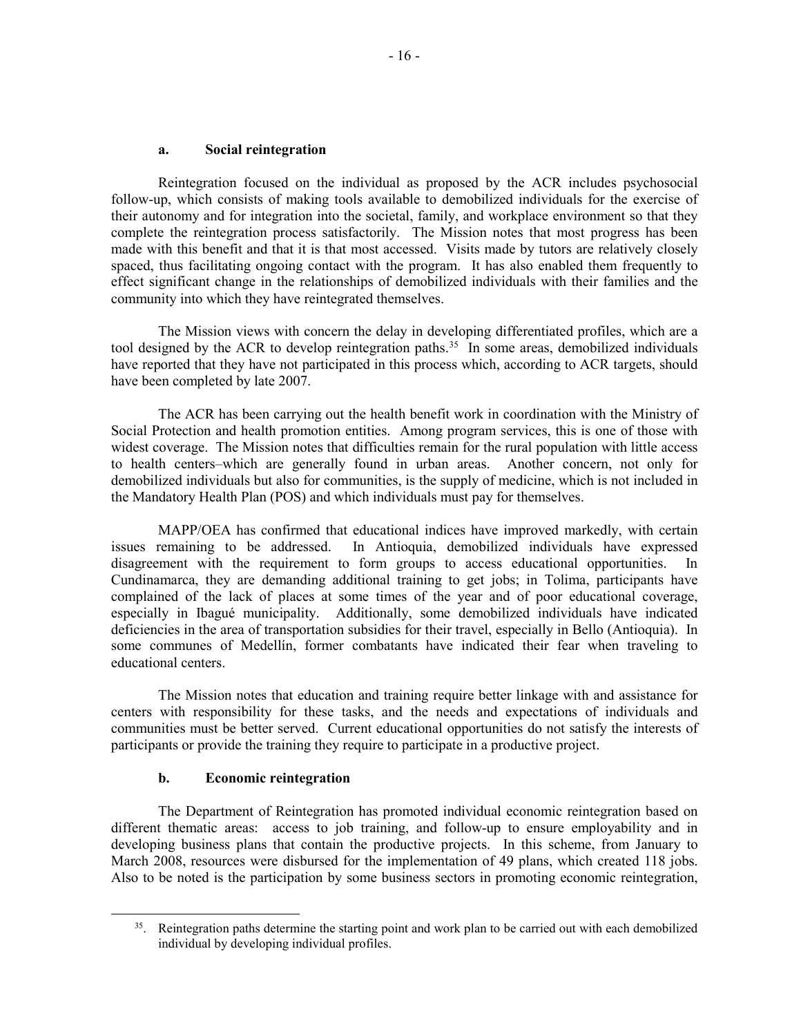#### a. Social reintegration

Reintegration focused on the individual as proposed by the ACR includes psychosocial follow-up, which consists of making tools available to demobilized individuals for the exercise of their autonomy and for integration into the societal, family, and workplace environment so that they complete the reintegration process satisfactorily. The Mission notes that most progress has been made with this benefit and that it is that most accessed. Visits made by tutors are relatively closely spaced, thus facilitating ongoing contact with the program. It has also enabled them frequently to effect significant change in the relationships of demobilized individuals with their families and the community into which they have reintegrated themselves.

The Mission views with concern the delay in developing differentiated profiles, which are a tool designed by the ACR to develop reintegration paths.[35] In some areas, demobilized individuals have reported that they have not participated in this process which, according to ACR targets, should have been completed by late 2007.

The ACR has been carrying out the health benefit work in coordination with the Ministry of Social Protection and health promotion entities. Among program services, this is one of those with widest coverage. The Mission notes that difficulties remain for the rural population with little access to health centers–which are generally found in urban areas. Another concern, not only for demobilized individuals but also for communities, is the supply of medicine, which is not included in the Mandatory Health Plan (POS) and which individuals must pay for themselves.

MAPP/OEA has confirmed that educational indices have improved markedly, with certain issues remaining to be addressed. In Antioquia, demobilized individuals have expressed disagreement with the requirement to form groups to access educational opportunities. In Cundinamarca, they are demanding additional training to get jobs; in Tolima, participants have complained of the lack of places at some times of the year and of poor educational coverage, especially in Ibagué municipality. Additionally, some demobilized individuals have indicated deficiencies in the area of transportation subsidies for their travel, especially in Bello (Antioquia). In some communes of Medellín, former combatants have indicated their fear when traveling to educational centers.

The Mission notes that education and training require better linkage with and assistance for centers with responsibility for these tasks, and the needs and expectations of individuals and communities must be better served. Current educational opportunities do not satisfy the interests of participants or provide the training they require to participate in a productive project.

#### b. Economic reintegration

The Department of Reintegration has promoted individual economic reintegration based on different thematic areas: access to job training, and follow-up to ensure employability and in developing business plans that contain the productive projects. In this scheme, from January to March 2008, resources were disbursed for the implementation of 49 plans, which created 118 jobs. Also to be noted is the participation by some business sectors in promoting economic reintegration,

---

[35]. Reintegration paths determine the starting point and work plan to be carried out with each demobilized individual by developing individual profiles.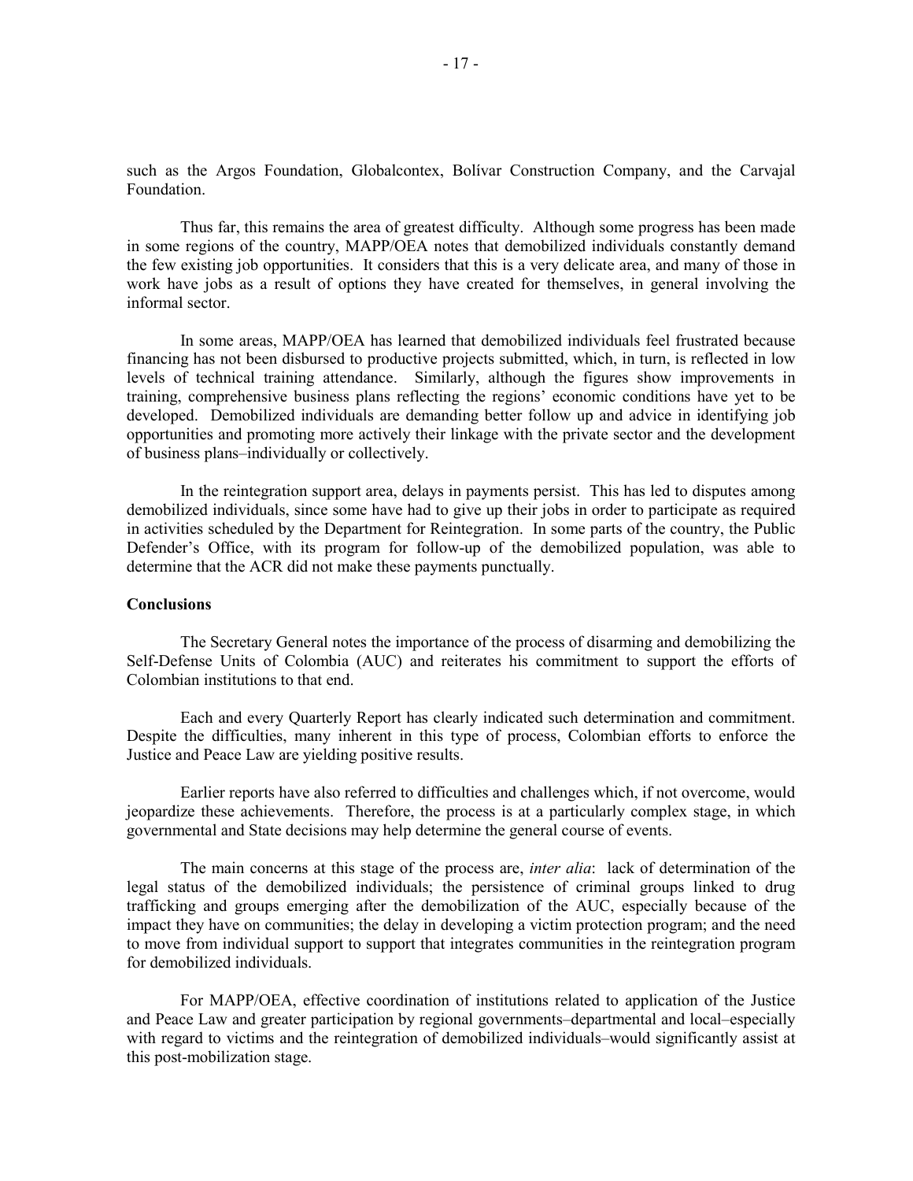such as the Argos Foundation, Globalcontex, Bolívar Construction Company, and the Carvajal Foundation.

Thus far, this remains the area of greatest difficulty. Although some progress has been made in some regions of the country, MAPP/OEA notes that demobilized individuals constantly demand the few existing job opportunities. It considers that this is a very delicate area, and many of those in work have jobs as a result of options they have created for themselves, in general involving the informal sector.

In some areas, MAPP/OEA has learned that demobilized individuals feel frustrated because financing has not been disbursed to productive projects submitted, which, in turn, is reflected in low levels of technical training attendance. Similarly, although the figures show improvements in training, comprehensive business plans reflecting the regions' economic conditions have yet to be developed. Demobilized individuals are demanding better follow up and advice in identifying job opportunities and promoting more actively their linkage with the private sector and the development of business plans–individually or collectively.

In the reintegration support area, delays in payments persist. This has led to disputes among demobilized individuals, since some have had to give up their jobs in order to participate as required in activities scheduled by the Department for Reintegration. In some parts of the country, the Public Defender's Office, with its program for follow-up of the demobilized population, was able to determine that the ACR did not make these payments punctually.

**Conclusions**

The Secretary General notes the importance of the process of disarming and demobilizing the Self-Defense Units of Colombia (AUC) and reiterates his commitment to support the efforts of Colombian institutions to that end.

Each and every Quarterly Report has clearly indicated such determination and commitment. Despite the difficulties, many inherent in this type of process, Colombian efforts to enforce the Justice and Peace Law are yielding positive results.

Earlier reports have also referred to difficulties and challenges which, if not overcome, would jeopardize these achievements. Therefore, the process is at a particularly complex stage, in which governmental and State decisions may help determine the general course of events.

The main concerns at this stage of the process are, *inter alia*: lack of determination of the legal status of the demobilized individuals; the persistence of criminal groups linked to drug trafficking and groups emerging after the demobilization of the AUC, especially because of the impact they have on communities; the delay in developing a victim protection program; and the need to move from individual support to support that integrates communities in the reintegration program for demobilized individuals.

For MAPP/OEA, effective coordination of institutions related to application of the Justice and Peace Law and greater participation by regional governments–departmental and local–especially with regard to victims and the reintegration of demobilized individuals–would significantly assist at this post-mobilization stage.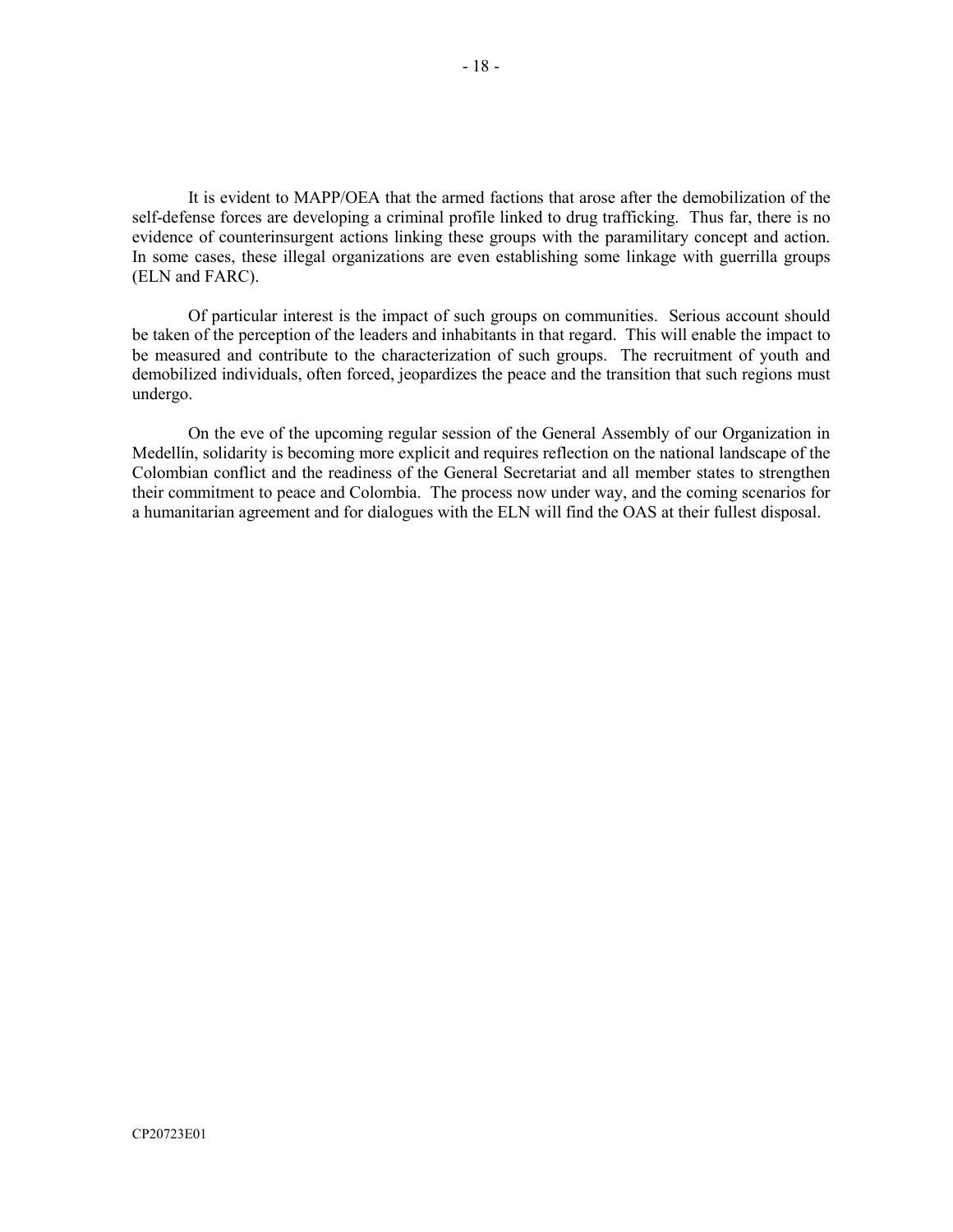It is evident to MAPP/OEA that the armed factions that arose after the demobilization of the self-defense forces are developing a criminal profile linked to drug trafficking. Thus far, there is no evidence of counterinsurgent actions linking these groups with the paramilitary concept and action. In some cases, these illegal organizations are even establishing some linkage with guerrilla groups (ELN and FARC).

Of particular interest is the impact of such groups on communities. Serious account should be taken of the perception of the leaders and inhabitants in that regard. This will enable the impact to be measured and contribute to the characterization of such groups. The recruitment of youth and demobilized individuals, often forced, jeopardizes the peace and the transition that such regions must undergo.

On the eve of the upcoming regular session of the General Assembly of our Organization in Medellín, solidarity is becoming more explicit and requires reflection on the national landscape of the Colombian conflict and the readiness of the General Secretariat and all member states to strengthen their commitment to peace and Colombia. The process now under way, and the coming scenarios for a humanitarian agreement and for dialogues with the ELN will find the OAS at their fullest disposal.

CP20723E01